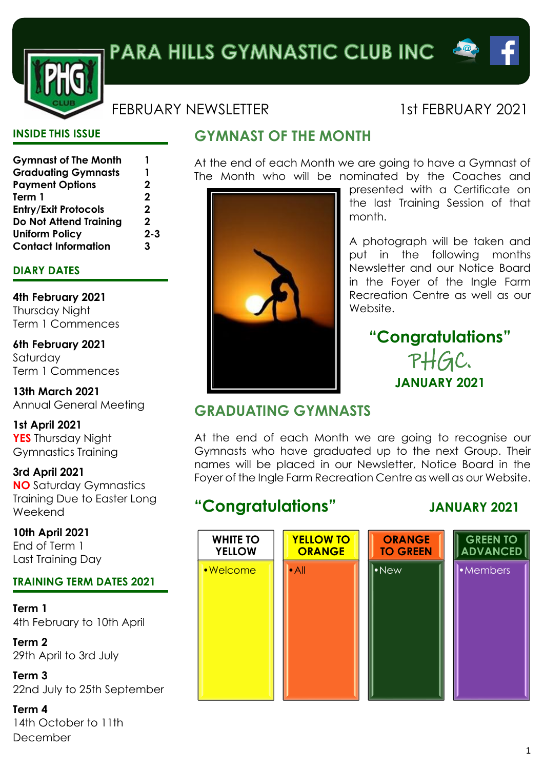# PARA HILLS GYMNASTIC CLUB INC

FEBRUARY NEWSLETTER

1st FEBRUARY 2021

## INSIDE THIS ISSUE

| | |
|---|---|
| **Gymnast of The Month** | **1** |
| **Graduating Gymnasts** | **1** |
| **Payment Options** | **2** |
| **Term 1** | **2** |
| **Entry/Exit Protocols** | **2** |
| **Do Not Attend Training** | **2** |
| **Uniform Policy** | **2-3** |
| **Contact Information** | **3** |

## DIARY DATES

**4th February 2021**
Thursday Night
Term 1 Commences

**6th February 2021**
Saturday
Term 1 Commences

**13th March 2021**
Annual General Meeting

**1st April 2021**
**YES** Thursday Night
Gymnastics Training

**3rd April 2021**
**NO** Saturday Gymnastics
Training Due to Easter Long
Weekend

**10th April 2021**
End of Term 1
Last Training Day

## TRAINING TERM DATES 2021

**Term 1**
4th February to 10th April

**Term 2**
29th April to 3rd July

**Term 3**
22nd July to 25th September

**Term 4**
14th October to 11th
December

## GYMNAST OF THE MONTH

At the end of each Month we are going to have a Gymnast of The Month who will be nominated by the Coaches and presented with a Certificate on the last Training Session of that month.

A photograph will be taken and put in the following months Newsletter and our Notice Board in the Foyer of the Ingle Farm Recreation Centre as well as our Website.

**"Congratulations"**

PHGC.

**JANUARY 2021**

## GRADUATING GYMNASTS

At the end of each Month we are going to recognise our Gymnasts who have graduated up to the next Group. Their names will be placed in our Newsletter, Notice Board in the Foyer of the Ingle Farm Recreation Centre as well as our Website.

**"Congratulations"** **JANUARY 2021**

| WHITE TO YELLOW | YELLOW TO ORANGE | ORANGE TO GREEN | GREEN TO ADVANCED |
|---|---|---|---|
| • Welcome | • All | • New | • Members |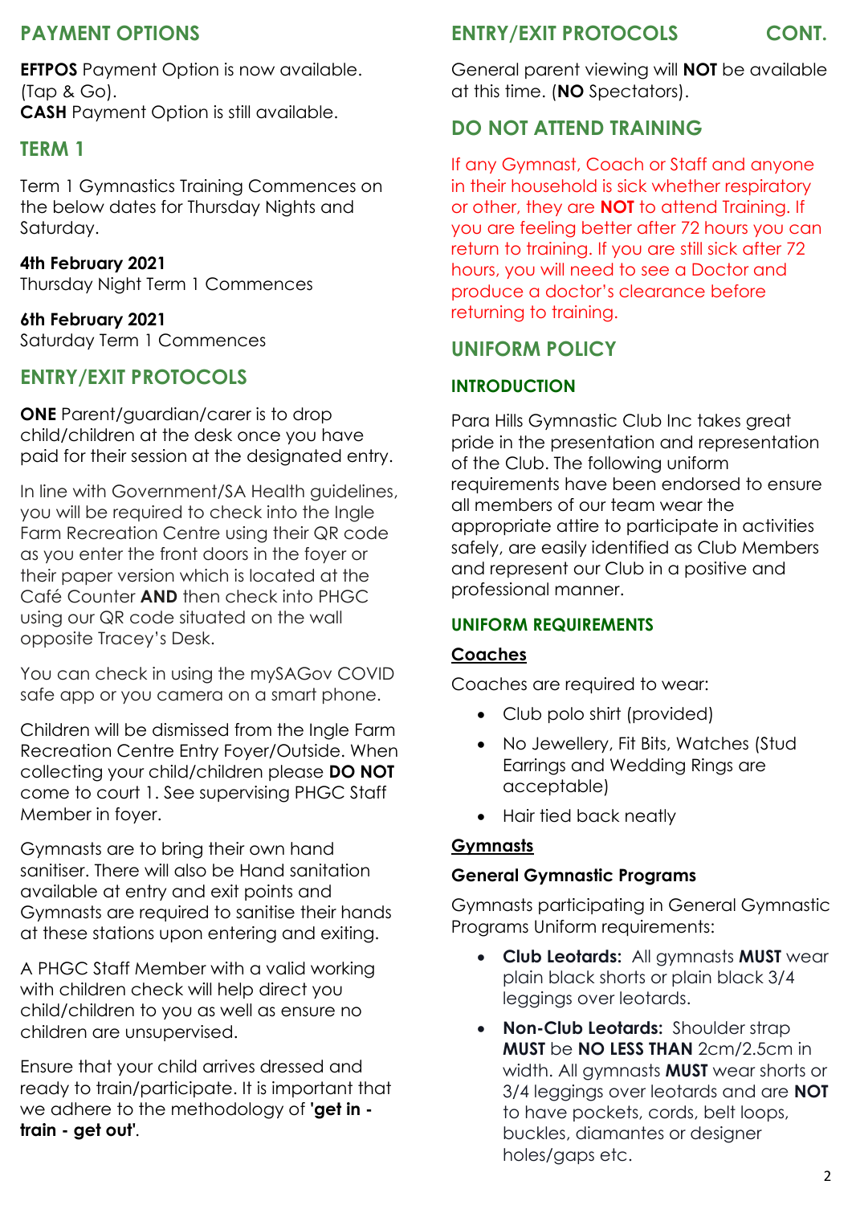## PAYMENT OPTIONS

**EFTPOS** Payment Option is now available. (Tap & Go).
**CASH** Payment Option is still available.

## TERM 1

Term 1 Gymnastics Training Commences on the below dates for Thursday Nights and Saturday.

**4th February 2021**
Thursday Night Term 1 Commences

**6th February 2021**
Saturday Term 1 Commences

## ENTRY/EXIT PROTOCOLS

**ONE** Parent/guardian/carer is to drop child/children at the desk once you have paid for their session at the designated entry.

In line with Government/SA Health guidelines, you will be required to check into the Ingle Farm Recreation Centre using their QR code as you enter the front doors in the foyer or their paper version which is located at the Café Counter **AND** then check into PHGC using our QR code situated on the wall opposite Tracey's Desk.

You can check in using the mySAGov COVID safe app or you camera on a smart phone.

Children will be dismissed from the Ingle Farm Recreation Centre Entry Foyer/Outside. When collecting your child/children please **DO NOT** come to court 1. See supervising PHGC Staff Member in foyer.

Gymnasts are to bring their own hand sanitiser. There will also be Hand sanitation available at entry and exit points and Gymnasts are required to sanitise their hands at these stations upon entering and exiting.

A PHGC Staff Member with a valid working with children check will help direct you child/children to you as well as ensure no children are unsupervised.

Ensure that your child arrives dressed and ready to train/participate. It is important that we adhere to the methodology of **'get in - train - get out'**.

## ENTRY/EXIT PROTOCOLS CONT.

General parent viewing will **NOT** be available at this time. (**NO** Spectators).

## DO NOT ATTEND TRAINING

If any Gymnast, Coach or Staff and anyone in their household is sick whether respiratory or other, they are **NOT** to attend Training. If you are feeling better after 72 hours you can return to training. If you are still sick after 72 hours, you will need to see a Doctor and produce a doctor's clearance before returning to training.

## UNIFORM POLICY

### INTRODUCTION

Para Hills Gymnastic Club Inc takes great pride in the presentation and representation of the Club. The following uniform requirements have been endorsed to ensure all members of our team wear the appropriate attire to participate in activities safely, are easily identified as Club Members and represent our Club in a positive and professional manner.

### UNIFORM REQUIREMENTS

**Coaches**

Coaches are required to wear:

- Club polo shirt (provided)
- No Jewellery, Fit Bits, Watches (Stud Earrings and Wedding Rings are acceptable)
- Hair tied back neatly

**Gymnasts**

**General Gymnastic Programs**

Gymnasts participating in General Gymnastic Programs Uniform requirements:

- **Club Leotards:** All gymnasts **MUST** wear plain black shorts or plain black 3/4 leggings over leotards.
- **Non-Club Leotards:** Shoulder strap **MUST** be **NO LESS THAN** 2cm/2.5cm in width. All gymnasts **MUST** wear shorts or 3/4 leggings over leotards and are **NOT** to have pockets, cords, belt loops, buckles, diamantes or designer holes/gaps etc.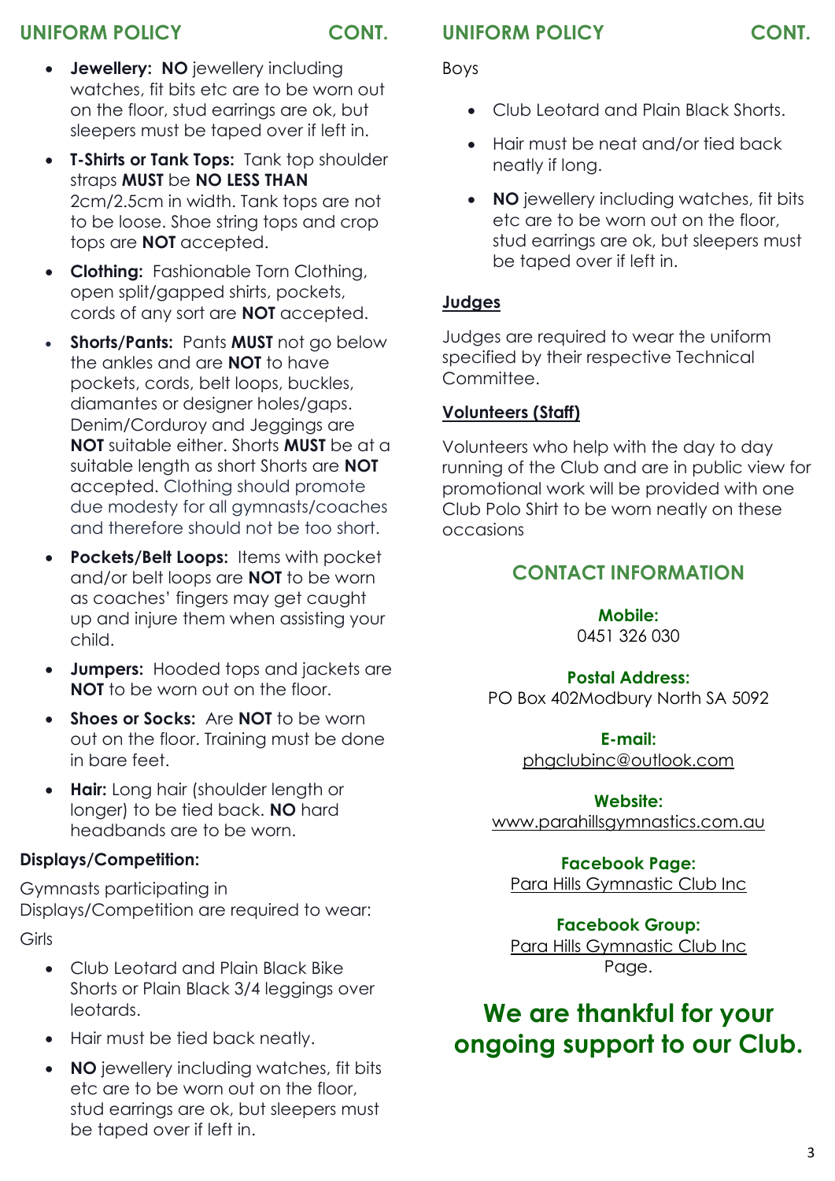## UNIFORM POLICY CONT.

- **Jewellery: NO** jewellery including watches, fit bits etc are to be worn out on the floor, stud earrings are ok, but sleepers must be taped over if left in.
- **T-Shirts or Tank Tops:** Tank top shoulder straps **MUST** be **NO LESS THAN** 2cm/2.5cm in width. Tank tops are not to be loose. Shoe string tops and crop tops are **NOT** accepted.
- **Clothing:** Fashionable Torn Clothing, open split/gapped shirts, pockets, cords of any sort are **NOT** accepted.
- **Shorts/Pants:** Pants **MUST** not go below the ankles and are **NOT** to have pockets, cords, belt loops, buckles, diamantes or designer holes/gaps. Denim/Corduroy and Jeggings are **NOT** suitable either. Shorts **MUST** be at a suitable length as short Shorts are **NOT** accepted. Clothing should promote due modesty for all gymnasts/coaches and therefore should not be too short.
- **Pockets/Belt Loops:** Items with pocket and/or belt loops are **NOT** to be worn as coaches' fingers may get caught up and injure them when assisting your child.
- **Jumpers:** Hooded tops and jackets are **NOT** to be worn out on the floor.
- **Shoes or Socks:** Are **NOT** to be worn out on the floor. Training must be done in bare feet.
- **Hair:** Long hair (shoulder length or longer) to be tied back. **NO** hard headbands are to be worn.

**Displays/Competition:**

Gymnasts participating in Displays/Competition are required to wear:

Girls

- Club Leotard and Plain Black Bike Shorts or Plain Black 3/4 leggings over leotards.
- Hair must be tied back neatly.
- **NO** jewellery including watches, fit bits etc are to be worn out on the floor, stud earrings are ok, but sleepers must be taped over if left in.

Boys

- Club Leotard and Plain Black Shorts.
- Hair must be neat and/or tied back neatly if long.
- **NO** jewellery including watches, fit bits etc are to be worn out on the floor, stud earrings are ok, but sleepers must be taped over if left in.

**Judges**

Judges are required to wear the uniform specified by their respective Technical Committee.

**Volunteers (Staff)**

Volunteers who help with the day to day running of the Club and are in public view for promotional work will be provided with one Club Polo Shirt to be worn neatly on these occasions

## CONTACT INFORMATION

**Mobile:**
0451 326 030

**Postal Address:**
PO Box 402Modbury North SA 5092

**E-mail:**
phgclubinc@outlook.com

**Website:**
www.parahillsgymnastics.com.au

**Facebook Page:**
Para Hills Gymnastic Club Inc

**Facebook Group:**
Para Hills Gymnastic Club Inc
Page.

## We are thankful for your ongoing support to our Club.